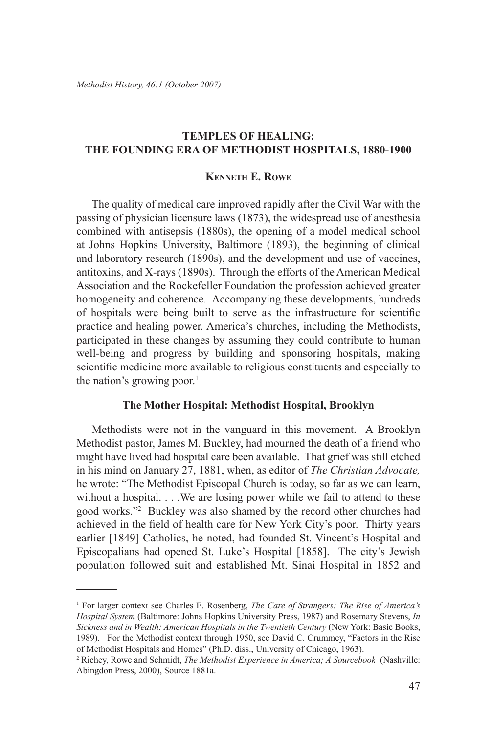*Methodist History, 46:1 (October 2007)*

# TEMPLES OF HEALING: THE FOUNDING ERA OF METHODIST HOSPITALS, 1880-1900

### Kenneth E. Rowe

The quality of medical care improved rapidly after the Civil War with the passing of physician licensure laws (1873), the widespread use of anesthesia combined with antisepsis (1880s), the opening of a model medical school at Johns Hopkins University, Baltimore (1893), the beginning of clinical and laboratory research (1890s), and the development and use of vaccines, antitoxins, and X-rays (1890s). Through the efforts of the American Medical Association and the Rockefeller Foundation the profession achieved greater homogeneity and coherence. Accompanying these developments, hundreds of hospitals were being built to serve as the infrastructure for scientific practice and healing power. America's churches, including the Methodists, participated in these changes by assuming they could contribute to human well-being and progress by building and sponsoring hospitals, making scientific medicine more available to religious constituents and especially to the nation's growing poor.[1]

## The Mother Hospital: Methodist Hospital, Brooklyn

Methodists were not in the vanguard in this movement. A Brooklyn Methodist pastor, James M. Buckley, had mourned the death of a friend who might have lived had hospital care been available. That grief was still etched in his mind on January 27, 1881, when, as editor of *The Christian Advocate,* he wrote: "The Methodist Episcopal Church is today, so far as we can learn, without a hospital. . . .We are losing power while we fail to attend to these good works."[2] Buckley was also shamed by the record other churches had achieved in the field of health care for New York City's poor. Thirty years earlier [1849] Catholics, he noted, had founded St. Vincent's Hospital and Episcopalians had opened St. Luke's Hospital [1858]. The city's Jewish population followed suit and established Mt. Sinai Hospital in 1852 and

---

[1] For larger context see Charles E. Rosenberg, *The Care of Strangers: The Rise of America's Hospital System* (Baltimore: Johns Hopkins University Press, 1987) and Rosemary Stevens, *In Sickness and in Wealth: American Hospitals in the Twentieth Century* (New York: Basic Books, 1989). For the Methodist context through 1950, see David C. Crummey, "Factors in the Rise of Methodist Hospitals and Homes" (Ph.D. diss., University of Chicago, 1963).

[2] Richey, Rowe and Schmidt, *The Methodist Experience in America; A Sourcebook* (Nashville: Abingdon Press, 2000), Source 1881a.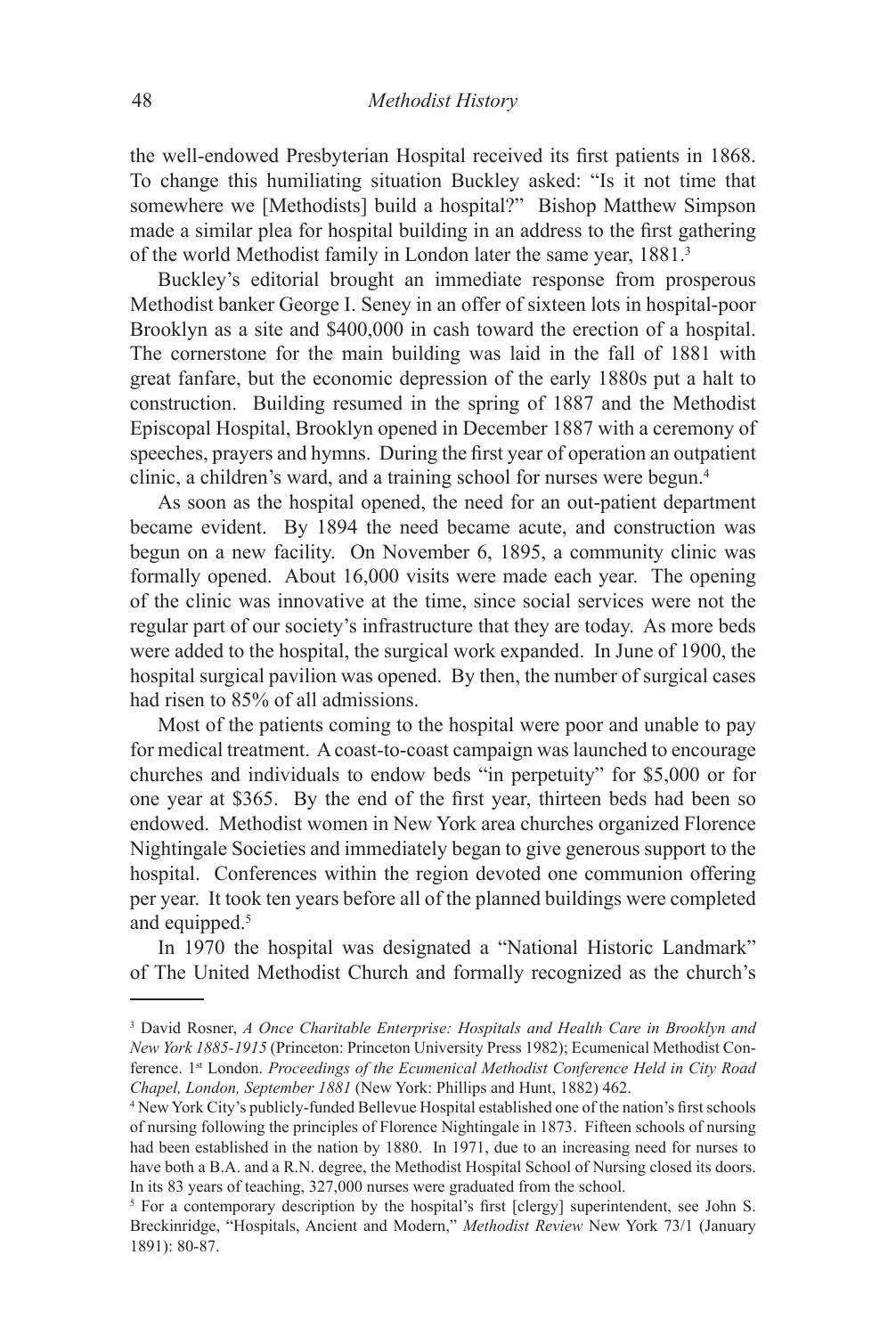the well-endowed Presbyterian Hospital received its first patients in 1868. To change this humiliating situation Buckley asked: "Is it not time that somewhere we [Methodists] build a hospital?" Bishop Matthew Simpson made a similar plea for hospital building in an address to the first gathering of the world Methodist family in London later the same year, 1881.[3]

Buckley's editorial brought an immediate response from prosperous Methodist banker George I. Seney in an offer of sixteen lots in hospital-poor Brooklyn as a site and $400,000 in cash toward the erection of a hospital. The cornerstone for the main building was laid in the fall of 1881 with great fanfare, but the economic depression of the early 1880s put a halt to construction. Building resumed in the spring of 1887 and the Methodist Episcopal Hospital, Brooklyn opened in December 1887 with a ceremony of speeches, prayers and hymns. During the first year of operation an outpatient clinic, a children's ward, and a training school for nurses were begun.[4]

As soon as the hospital opened, the need for an out-patient department became evident. By 1894 the need became acute, and construction was begun on a new facility. On November 6, 1895, a community clinic was formally opened. About 16,000 visits were made each year. The opening of the clinic was innovative at the time, since social services were not the regular part of our society's infrastructure that they are today. As more beds were added to the hospital, the surgical work expanded. In June of 1900, the hospital surgical pavilion was opened. By then, the number of surgical cases had risen to 85% of all admissions.

Most of the patients coming to the hospital were poor and unable to pay for medical treatment. A coast-to-coast campaign was launched to encourage churches and individuals to endow beds "in perpetuity" for $5,000 or for one year at $365. By the end of the first year, thirteen beds had been so endowed. Methodist women in New York area churches organized Florence Nightingale Societies and immediately began to give generous support to the hospital. Conferences within the region devoted one communion offering per year. It took ten years before all of the planned buildings were completed and equipped.[5]

In 1970 the hospital was designated a "National Historic Landmark" of The United Methodist Church and formally recognized as the church's

---

[3] David Rosner, *A Once Charitable Enterprise: Hospitals and Health Care in Brooklyn and New York 1885-1915* (Princeton: Princeton University Press 1982); Ecumenical Methodist Conference. 1st London. *Proceedings of the Ecumenical Methodist Conference Held in City Road Chapel, London, September 1881* (New York: Phillips and Hunt, 1882) 462.

[4] New York City's publicly-funded Bellevue Hospital established one of the nation's first schools of nursing following the principles of Florence Nightingale in 1873. Fifteen schools of nursing had been established in the nation by 1880. In 1971, due to an increasing need for nurses to have both a B.A. and a R.N. degree, the Methodist Hospital School of Nursing closed its doors. In its 83 years of teaching, 327,000 nurses were graduated from the school.

[5] For a contemporary description by the hospital's first [clergy] superintendent, see John S. Breckinridge, "Hospitals, Ancient and Modern," *Methodist Review* New York 73/1 (January 1891): 80-87.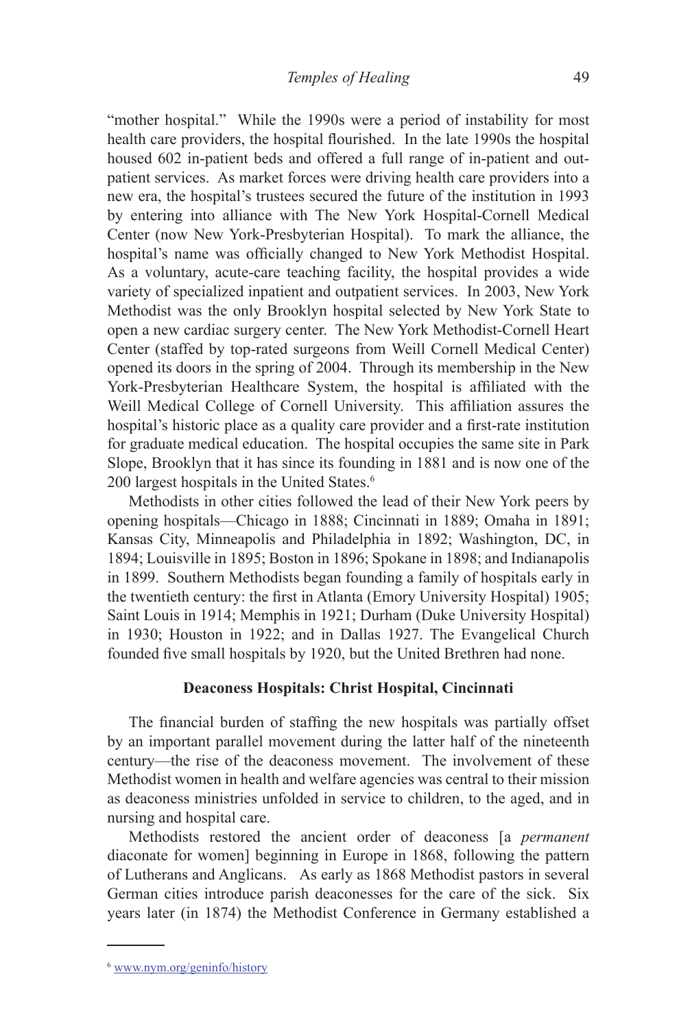"mother hospital." While the 1990s were a period of instability for most health care providers, the hospital flourished. In the late 1990s the hospital housed 602 in-patient beds and offered a full range of in-patient and out-patient services. As market forces were driving health care providers into a new era, the hospital's trustees secured the future of the institution in 1993 by entering into alliance with The New York Hospital-Cornell Medical Center (now New York-Presbyterian Hospital). To mark the alliance, the hospital's name was officially changed to New York Methodist Hospital. As a voluntary, acute-care teaching facility, the hospital provides a wide variety of specialized inpatient and outpatient services. In 2003, New York Methodist was the only Brooklyn hospital selected by New York State to open a new cardiac surgery center. The New York Methodist-Cornell Heart Center (staffed by top-rated surgeons from Weill Cornell Medical Center) opened its doors in the spring of 2004. Through its membership in the New York-Presbyterian Healthcare System, the hospital is affiliated with the Weill Medical College of Cornell University. This affiliation assures the hospital's historic place as a quality care provider and a first-rate institution for graduate medical education. The hospital occupies the same site in Park Slope, Brooklyn that it has since its founding in 1881 and is now one of the 200 largest hospitals in the United States.[6]

Methodists in other cities followed the lead of their New York peers by opening hospitals—Chicago in 1888; Cincinnati in 1889; Omaha in 1891; Kansas City, Minneapolis and Philadelphia in 1892; Washington, DC, in 1894; Louisville in 1895; Boston in 1896; Spokane in 1898; and Indianapolis in 1899. Southern Methodists began founding a family of hospitals early in the twentieth century: the first in Atlanta (Emory University Hospital) 1905; Saint Louis in 1914; Memphis in 1921; Durham (Duke University Hospital) in 1930; Houston in 1922; and in Dallas 1927. The Evangelical Church founded five small hospitals by 1920, but the United Brethren had none.

**Deaconess Hospitals: Christ Hospital, Cincinnati**

The financial burden of staffing the new hospitals was partially offset by an important parallel movement during the latter half of the nineteenth century—the rise of the deaconess movement. The involvement of these Methodist women in health and welfare agencies was central to their mission as deaconess ministries unfolded in service to children, to the aged, and in nursing and hospital care.

Methodists restored the ancient order of deaconess [a *permanent* diaconate for women] beginning in Europe in 1868, following the pattern of Lutherans and Anglicans. As early as 1868 Methodist pastors in several German cities introduce parish deaconesses for the care of the sick. Six years later (in 1874) the Methodist Conference in Germany established a

[6] www.nym.org/geninfo/history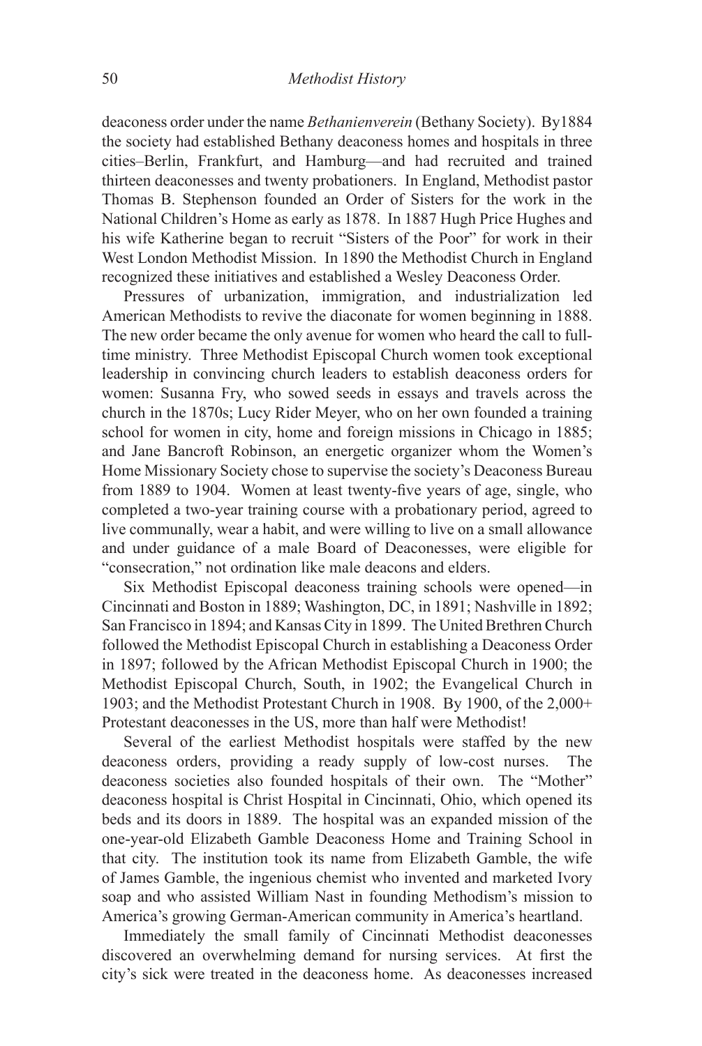deaconess order under the name *Bethanienverein* (Bethany Society). By1884 the society had established Bethany deaconess homes and hospitals in three cities–Berlin, Frankfurt, and Hamburg—and had recruited and trained thirteen deaconesses and twenty probationers. In England, Methodist pastor Thomas B. Stephenson founded an Order of Sisters for the work in the National Children's Home as early as 1878. In 1887 Hugh Price Hughes and his wife Katherine began to recruit "Sisters of the Poor" for work in their West London Methodist Mission. In 1890 the Methodist Church in England recognized these initiatives and established a Wesley Deaconess Order.

Pressures of urbanization, immigration, and industrialization led American Methodists to revive the diaconate for women beginning in 1888. The new order became the only avenue for women who heard the call to full-time ministry. Three Methodist Episcopal Church women took exceptional leadership in convincing church leaders to establish deaconess orders for women: Susanna Fry, who sowed seeds in essays and travels across the church in the 1870s; Lucy Rider Meyer, who on her own founded a training school for women in city, home and foreign missions in Chicago in 1885; and Jane Bancroft Robinson, an energetic organizer whom the Women's Home Missionary Society chose to supervise the society's Deaconess Bureau from 1889 to 1904. Women at least twenty-five years of age, single, who completed a two-year training course with a probationary period, agreed to live communally, wear a habit, and were willing to live on a small allowance and under guidance of a male Board of Deaconesses, were eligible for "consecration," not ordination like male deacons and elders.

Six Methodist Episcopal deaconess training schools were opened—in Cincinnati and Boston in 1889; Washington, DC, in 1891; Nashville in 1892; San Francisco in 1894; and Kansas City in 1899. The United Brethren Church followed the Methodist Episcopal Church in establishing a Deaconess Order in 1897; followed by the African Methodist Episcopal Church in 1900; the Methodist Episcopal Church, South, in 1902; the Evangelical Church in 1903; and the Methodist Protestant Church in 1908. By 1900, of the 2,000+ Protestant deaconesses in the US, more than half were Methodist!

Several of the earliest Methodist hospitals were staffed by the new deaconess orders, providing a ready supply of low-cost nurses. The deaconess societies also founded hospitals of their own. The "Mother" deaconess hospital is Christ Hospital in Cincinnati, Ohio, which opened its beds and its doors in 1889. The hospital was an expanded mission of the one-year-old Elizabeth Gamble Deaconess Home and Training School in that city. The institution took its name from Elizabeth Gamble, the wife of James Gamble, the ingenious chemist who invented and marketed Ivory soap and who assisted William Nast in founding Methodism's mission to America's growing German-American community in America's heartland.

Immediately the small family of Cincinnati Methodist deaconesses discovered an overwhelming demand for nursing services. At first the city's sick were treated in the deaconess home. As deaconesses increased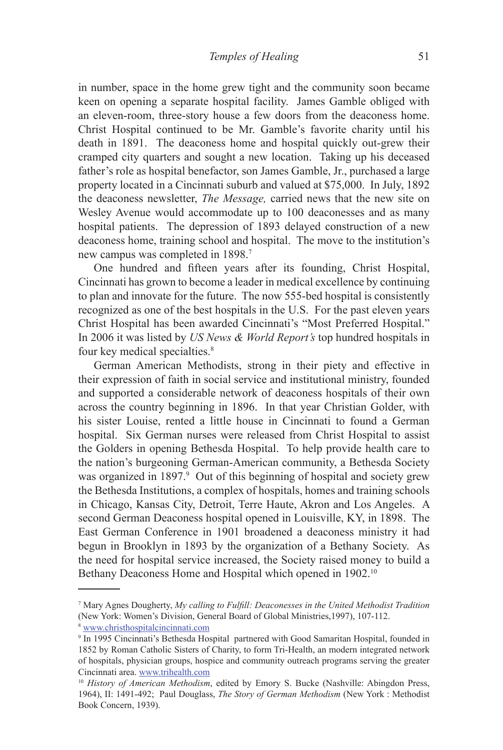in number, space in the home grew tight and the community soon became keen on opening a separate hospital facility. James Gamble obliged with an eleven-room, three-story house a few doors from the deaconess home. Christ Hospital continued to be Mr. Gamble's favorite charity until his death in 1891. The deaconess home and hospital quickly out-grew their cramped city quarters and sought a new location. Taking up his deceased father's role as hospital benefactor, son James Gamble, Jr., purchased a large property located in a Cincinnati suburb and valued at $75,000. In July, 1892 the deaconess newsletter, *The Message,* carried news that the new site on Wesley Avenue would accommodate up to 100 deaconesses and as many hospital patients. The depression of 1893 delayed construction of a new deaconess home, training school and hospital. The move to the institution's new campus was completed in 1898.[7]

One hundred and fifteen years after its founding, Christ Hospital, Cincinnati has grown to become a leader in medical excellence by continuing to plan and innovate for the future. The now 555-bed hospital is consistently recognized as one of the best hospitals in the U.S. For the past eleven years Christ Hospital has been awarded Cincinnati's "Most Preferred Hospital." In 2006 it was listed by *US News & World Report's* top hundred hospitals in four key medical specialties.[8]

German American Methodists, strong in their piety and effective in their expression of faith in social service and institutional ministry, founded and supported a considerable network of deaconess hospitals of their own across the country beginning in 1896. In that year Christian Golder, with his sister Louise, rented a little house in Cincinnati to found a German hospital. Six German nurses were released from Christ Hospital to assist the Golders in opening Bethesda Hospital. To help provide health care to the nation's burgeoning German-American community, a Bethesda Society was organized in 1897.[9] Out of this beginning of hospital and society grew the Bethesda Institutions, a complex of hospitals, homes and training schools in Chicago, Kansas City, Detroit, Terre Haute, Akron and Los Angeles. A second German Deaconess hospital opened in Louisville, KY, in 1898. The East German Conference in 1901 broadened a deaconess ministry it had begun in Brooklyn in 1893 by the organization of a Bethany Society. As the need for hospital service increased, the Society raised money to build a Bethany Deaconess Home and Hospital which opened in 1902.[10]

---

[7] Mary Agnes Dougherty, *My calling to Fulfill: Deaconesses in the United Methodist Tradition* (New York: Women's Division, General Board of Global Ministries,1997), 107-112.

[8] www.christhospitalcincinnati.com

[9] In 1995 Cincinnati's Bethesda Hospital partnered with Good Samaritan Hospital, founded in 1852 by Roman Catholic Sisters of Charity, to form Tri-Health, an modern integrated network of hospitals, physician groups, hospice and community outreach programs serving the greater Cincinnati area. www.trihealth.com

[10] *History of American Methodism*, edited by Emory S. Bucke (Nashville: Abingdon Press, 1964), II: 1491-492; Paul Douglass, *The Story of German Methodism* (New York : Methodist Book Concern, 1939).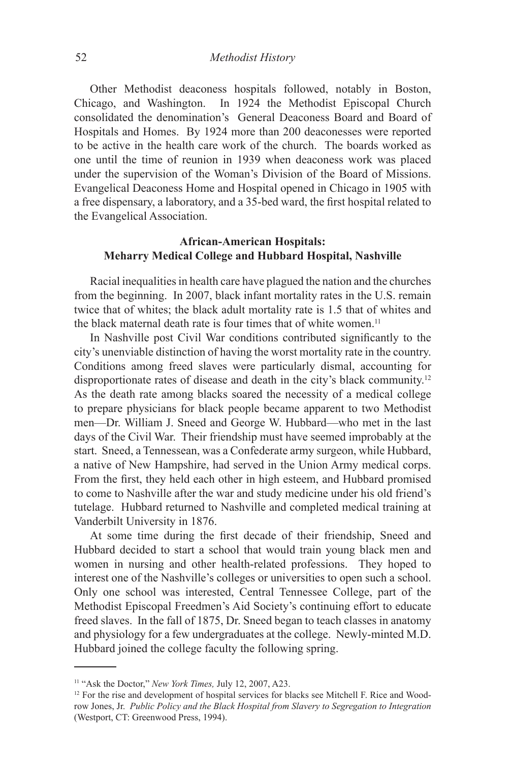Other Methodist deaconess hospitals followed, notably in Boston, Chicago, and Washington. In 1924 the Methodist Episcopal Church consolidated the denomination's General Deaconess Board and Board of Hospitals and Homes. By 1924 more than 200 deaconesses were reported to be active in the health care work of the church. The boards worked as one until the time of reunion in 1939 when deaconess work was placed under the supervision of the Woman's Division of the Board of Missions. Evangelical Deaconess Home and Hospital opened in Chicago in 1905 with a free dispensary, a laboratory, and a 35-bed ward, the first hospital related to the Evangelical Association.

### African-American Hospitals: Meharry Medical College and Hubbard Hospital, Nashville

Racial inequalities in health care have plagued the nation and the churches from the beginning. In 2007, black infant mortality rates in the U.S. remain twice that of whites; the black adult mortality rate is 1.5 that of whites and the black maternal death rate is four times that of white women.[11]

In Nashville post Civil War conditions contributed significantly to the city's unenviable distinction of having the worst mortality rate in the country. Conditions among freed slaves were particularly dismal, accounting for disproportionate rates of disease and death in the city's black community.[12] As the death rate among blacks soared the necessity of a medical college to prepare physicians for black people became apparent to two Methodist men—Dr. William J. Sneed and George W. Hubbard—who met in the last days of the Civil War. Their friendship must have seemed improbably at the start. Sneed, a Tennessean, was a Confederate army surgeon, while Hubbard, a native of New Hampshire, had served in the Union Army medical corps. From the first, they held each other in high esteem, and Hubbard promised to come to Nashville after the war and study medicine under his old friend's tutelage. Hubbard returned to Nashville and completed medical training at Vanderbilt University in 1876.

At some time during the first decade of their friendship, Sneed and Hubbard decided to start a school that would train young black men and women in nursing and other health-related professions. They hoped to interest one of the Nashville's colleges or universities to open such a school. Only one school was interested, Central Tennessee College, part of the Methodist Episcopal Freedmen's Aid Society's continuing effort to educate freed slaves. In the fall of 1875, Dr. Sneed began to teach classes in anatomy and physiology for a few undergraduates at the college. Newly-minted M.D. Hubbard joined the college faculty the following spring.

---

[11] "Ask the Doctor," *New York Times,* July 12, 2007, A23.

[12] For the rise and development of hospital services for blacks see Mitchell F. Rice and Woodrow Jones, Jr. *Public Policy and the Black Hospital from Slavery to Segregation to Integration* (Westport, CT: Greenwood Press, 1994).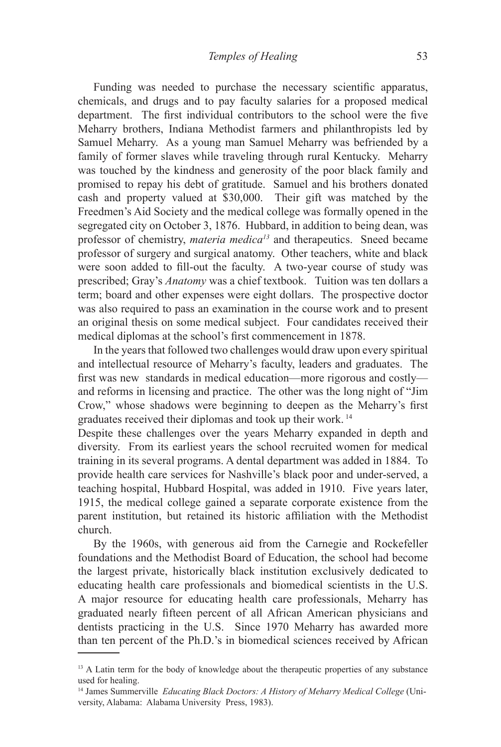Funding was needed to purchase the necessary scientific apparatus, chemicals, and drugs and to pay faculty salaries for a proposed medical department. The first individual contributors to the school were the five Meharry brothers, Indiana Methodist farmers and philanthropists led by Samuel Meharry. As a young man Samuel Meharry was befriended by a family of former slaves while traveling through rural Kentucky. Meharry was touched by the kindness and generosity of the poor black family and promised to repay his debt of gratitude. Samuel and his brothers donated cash and property valued at $30,000. Their gift was matched by the Freedmen's Aid Society and the medical college was formally opened in the segregated city on October 3, 1876. Hubbard, in addition to being dean, was professor of chemistry, *materia medica*[13] and therapeutics. Sneed became professor of surgery and surgical anatomy. Other teachers, white and black were soon added to fill-out the faculty. A two-year course of study was prescribed; Gray's *Anatomy* was a chief textbook. Tuition was ten dollars a term; board and other expenses were eight dollars. The prospective doctor was also required to pass an examination in the course work and to present an original thesis on some medical subject. Four candidates received their medical diplomas at the school's first commencement in 1878.

In the years that followed two challenges would draw upon every spiritual and intellectual resource of Meharry's faculty, leaders and graduates. The first was new standards in medical education—more rigorous and costly—and reforms in licensing and practice. The other was the long night of "Jim Crow," whose shadows were beginning to deepen as the Meharry's first graduates received their diplomas and took up their work. [14]

Despite these challenges over the years Meharry expanded in depth and diversity. From its earliest years the school recruited women for medical training in its several programs. A dental department was added in 1884. To provide health care services for Nashville's black poor and under-served, a teaching hospital, Hubbard Hospital, was added in 1910. Five years later, 1915, the medical college gained a separate corporate existence from the parent institution, but retained its historic affiliation with the Methodist church.

By the 1960s, with generous aid from the Carnegie and Rockefeller foundations and the Methodist Board of Education, the school had become the largest private, historically black institution exclusively dedicated to educating health care professionals and biomedical scientists in the U.S. A major resource for educating health care professionals, Meharry has graduated nearly fifteen percent of all African American physicians and dentists practicing in the U.S. Since 1970 Meharry has awarded more than ten percent of the Ph.D.'s in biomedical sciences received by African

---

[13] A Latin term for the body of knowledge about the therapeutic properties of any substance used for healing.

[14] James Summerville *Educating Black Doctors: A History of Meharry Medical College* (University, Alabama: Alabama University Press, 1983).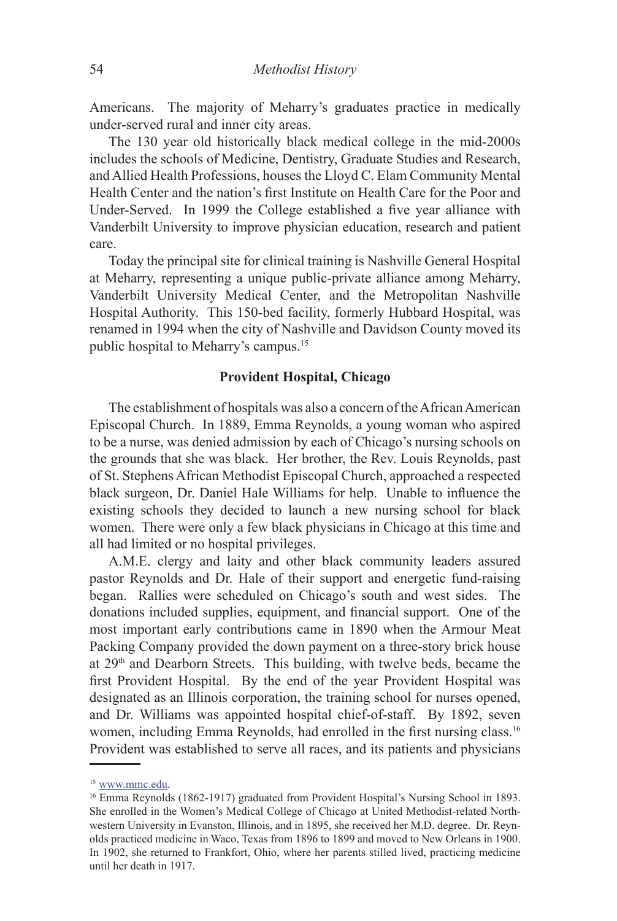Americans. The majority of Meharry's graduates practice in medically under-served rural and inner city areas.

The 130 year old historically black medical college in the mid-2000s includes the schools of Medicine, Dentistry, Graduate Studies and Research, and Allied Health Professions, houses the Lloyd C. Elam Community Mental Health Center and the nation's first Institute on Health Care for the Poor and Under-Served. In 1999 the College established a five year alliance with Vanderbilt University to improve physician education, research and patient care.

Today the principal site for clinical training is Nashville General Hospital at Meharry, representing a unique public-private alliance among Meharry, Vanderbilt University Medical Center, and the Metropolitan Nashville Hospital Authority. This 150-bed facility, formerly Hubbard Hospital, was renamed in 1994 when the city of Nashville and Davidson County moved its public hospital to Meharry's campus.[15]

## Provident Hospital, Chicago

The establishment of hospitals was also a concern of the African American Episcopal Church. In 1889, Emma Reynolds, a young woman who aspired to be a nurse, was denied admission by each of Chicago's nursing schools on the grounds that she was black. Her brother, the Rev. Louis Reynolds, past of St. Stephens African Methodist Episcopal Church, approached a respected black surgeon, Dr. Daniel Hale Williams for help. Unable to influence the existing schools they decided to launch a new nursing school for black women. There were only a few black physicians in Chicago at this time and all had limited or no hospital privileges.

A.M.E. clergy and laity and other black community leaders assured pastor Reynolds and Dr. Hale of their support and energetic fund-raising began. Rallies were scheduled on Chicago's south and west sides. The donations included supplies, equipment, and financial support. One of the most important early contributions came in 1890 when the Armour Meat Packing Company provided the down payment on a three-story brick house at 29th and Dearborn Streets. This building, with twelve beds, became the first Provident Hospital. By the end of the year Provident Hospital was designated as an Illinois corporation, the training school for nurses opened, and Dr. Williams was appointed hospital chief-of-staff. By 1892, seven women, including Emma Reynolds, had enrolled in the first nursing class.[16] Provident was established to serve all races, and its patients and physicians

---

[15] www.mmc.edu.

[16] Emma Reynolds (1862-1917) graduated from Provident Hospital's Nursing School in 1893. She enrolled in the Women's Medical College of Chicago at United Methodist-related Northwestern University in Evanston, Illinois, and in 1895, she received her M.D. degree. Dr. Reynolds practiced medicine in Waco, Texas from 1896 to 1899 and moved to New Orleans in 1900. In 1902, she returned to Frankfort, Ohio, where her parents stilled lived, practicing medicine until her death in 1917.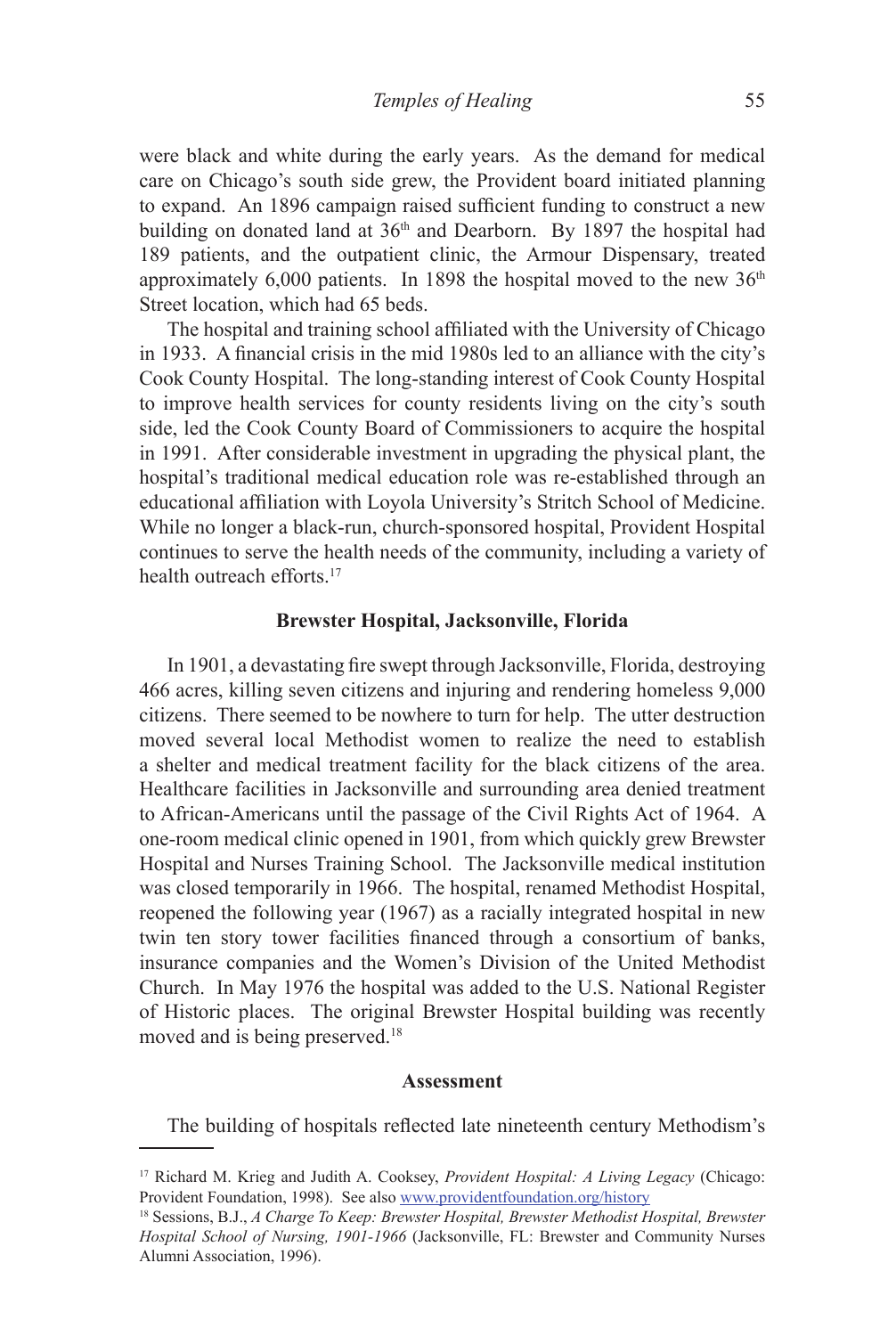were black and white during the early years. As the demand for medical care on Chicago's south side grew, the Provident board initiated planning to expand. An 1896 campaign raised sufficient funding to construct a new building on donated land at 36th and Dearborn. By 1897 the hospital had 189 patients, and the outpatient clinic, the Armour Dispensary, treated approximately 6,000 patients. In 1898 the hospital moved to the new 36th Street location, which had 65 beds.

The hospital and training school affiliated with the University of Chicago in 1933. A financial crisis in the mid 1980s led to an alliance with the city's Cook County Hospital. The long-standing interest of Cook County Hospital to improve health services for county residents living on the city's south side, led the Cook County Board of Commissioners to acquire the hospital in 1991. After considerable investment in upgrading the physical plant, the hospital's traditional medical education role was re-established through an educational affiliation with Loyola University's Stritch School of Medicine. While no longer a black-run, church-sponsored hospital, Provident Hospital continues to serve the health needs of the community, including a variety of health outreach efforts.[17]

### Brewster Hospital, Jacksonville, Florida

In 1901, a devastating fire swept through Jacksonville, Florida, destroying 466 acres, killing seven citizens and injuring and rendering homeless 9,000 citizens. There seemed to be nowhere to turn for help. The utter destruction moved several local Methodist women to realize the need to establish a shelter and medical treatment facility for the black citizens of the area. Healthcare facilities in Jacksonville and surrounding area denied treatment to African-Americans until the passage of the Civil Rights Act of 1964. A one-room medical clinic opened in 1901, from which quickly grew Brewster Hospital and Nurses Training School. The Jacksonville medical institution was closed temporarily in 1966. The hospital, renamed Methodist Hospital, reopened the following year (1967) as a racially integrated hospital in new twin ten story tower facilities financed through a consortium of banks, insurance companies and the Women's Division of the United Methodist Church. In May 1976 the hospital was added to the U.S. National Register of Historic places. The original Brewster Hospital building was recently moved and is being preserved.[18]

### Assessment

The building of hospitals reflected late nineteenth century Methodism's

---

[17] Richard M. Krieg and Judith A. Cooksey, *Provident Hospital: A Living Legacy* (Chicago: Provident Foundation, 1998). See also www.providentfoundation.org/history

[18] Sessions, B.J., *A Charge To Keep: Brewster Hospital, Brewster Methodist Hospital, Brewster Hospital School of Nursing, 1901-1966* (Jacksonville, FL: Brewster and Community Nurses Alumni Association, 1996).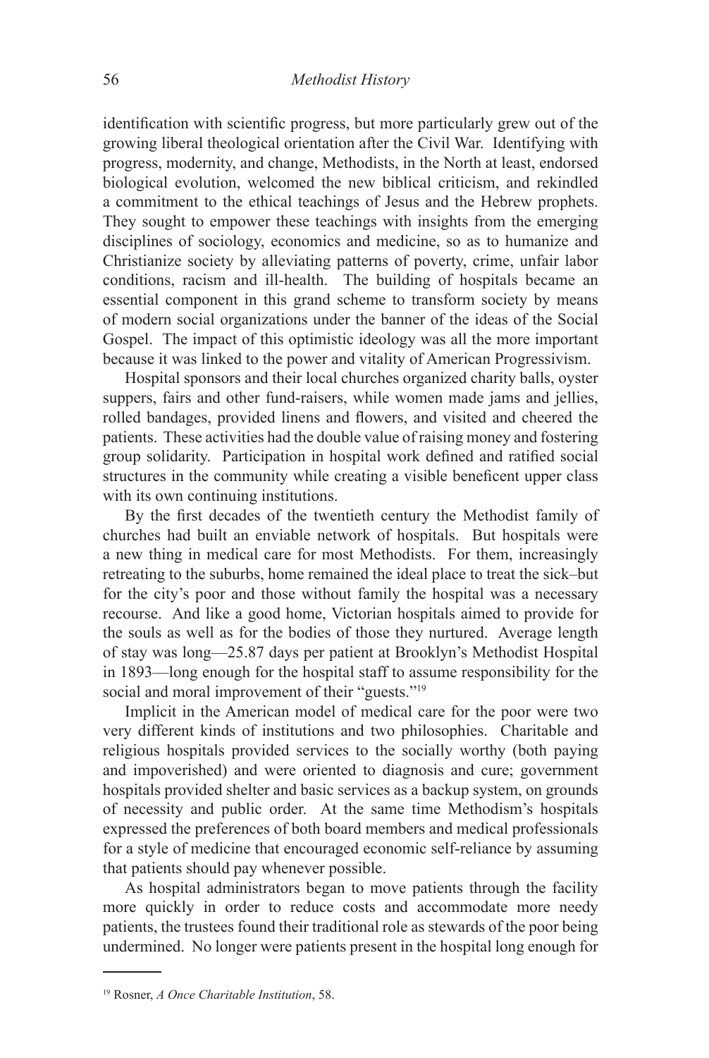identification with scientific progress, but more particularly grew out of the growing liberal theological orientation after the Civil War. Identifying with progress, modernity, and change, Methodists, in the North at least, endorsed biological evolution, welcomed the new biblical criticism, and rekindled a commitment to the ethical teachings of Jesus and the Hebrew prophets. They sought to empower these teachings with insights from the emerging disciplines of sociology, economics and medicine, so as to humanize and Christianize society by alleviating patterns of poverty, crime, unfair labor conditions, racism and ill-health. The building of hospitals became an essential component in this grand scheme to transform society by means of modern social organizations under the banner of the ideas of the Social Gospel. The impact of this optimistic ideology was all the more important because it was linked to the power and vitality of American Progressivism.

Hospital sponsors and their local churches organized charity balls, oyster suppers, fairs and other fund-raisers, while women made jams and jellies, rolled bandages, provided linens and flowers, and visited and cheered the patients. These activities had the double value of raising money and fostering group solidarity. Participation in hospital work defined and ratified social structures in the community while creating a visible beneficent upper class with its own continuing institutions.

By the first decades of the twentieth century the Methodist family of churches had built an enviable network of hospitals. But hospitals were a new thing in medical care for most Methodists. For them, increasingly retreating to the suburbs, home remained the ideal place to treat the sick–but for the city's poor and those without family the hospital was a necessary recourse. And like a good home, Victorian hospitals aimed to provide for the souls as well as for the bodies of those they nurtured. Average length of stay was long—25.87 days per patient at Brooklyn's Methodist Hospital in 1893—long enough for the hospital staff to assume responsibility for the social and moral improvement of their "guests."[19]

Implicit in the American model of medical care for the poor were two very different kinds of institutions and two philosophies. Charitable and religious hospitals provided services to the socially worthy (both paying and impoverished) and were oriented to diagnosis and cure; government hospitals provided shelter and basic services as a backup system, on grounds of necessity and public order. At the same time Methodism's hospitals expressed the preferences of both board members and medical professionals for a style of medicine that encouraged economic self-reliance by assuming that patients should pay whenever possible.

As hospital administrators began to move patients through the facility more quickly in order to reduce costs and accommodate more needy patients, the trustees found their traditional role as stewards of the poor being undermined. No longer were patients present in the hospital long enough for

---

[19] Rosner, *A Once Charitable Institution*, 58.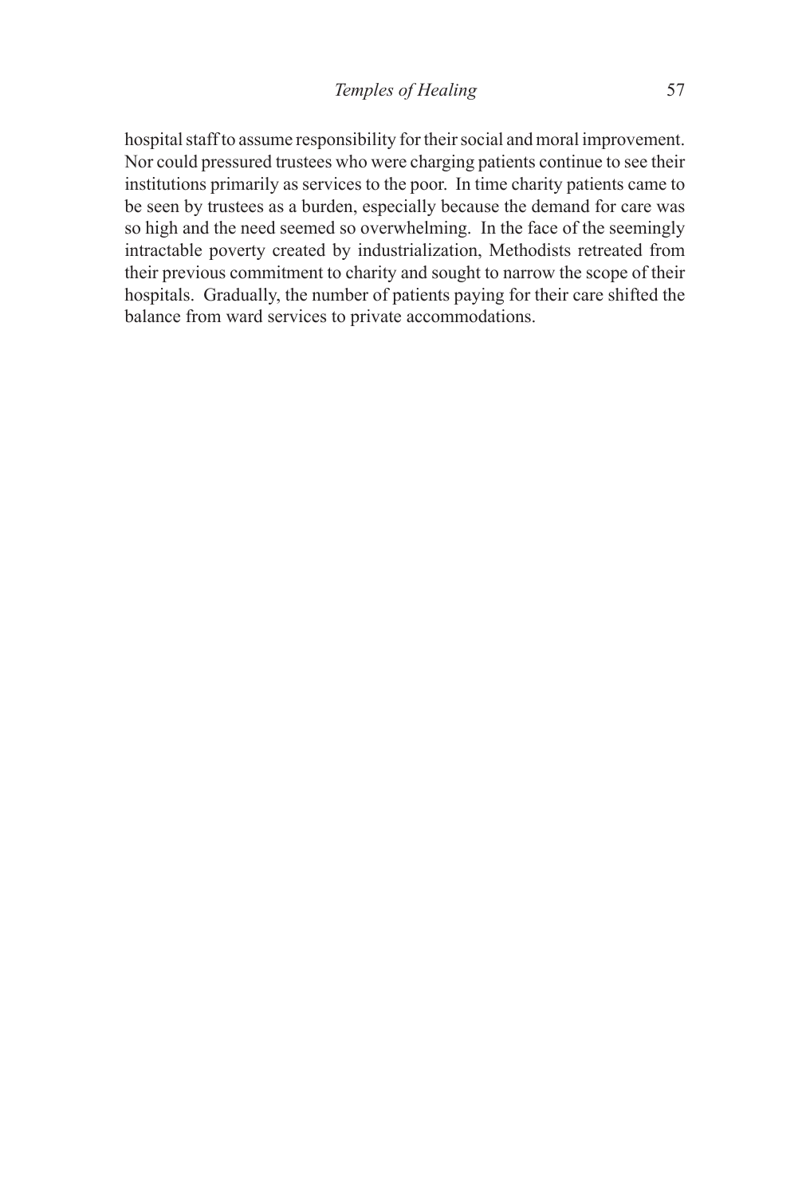hospital staff to assume responsibility for their social and moral improvement. Nor could pressured trustees who were charging patients continue to see their institutions primarily as services to the poor. In time charity patients came to be seen by trustees as a burden, especially because the demand for care was so high and the need seemed so overwhelming. In the face of the seemingly intractable poverty created by industrialization, Methodists retreated from their previous commitment to charity and sought to narrow the scope of their hospitals. Gradually, the number of patients paying for their care shifted the balance from ward services to private accommodations.